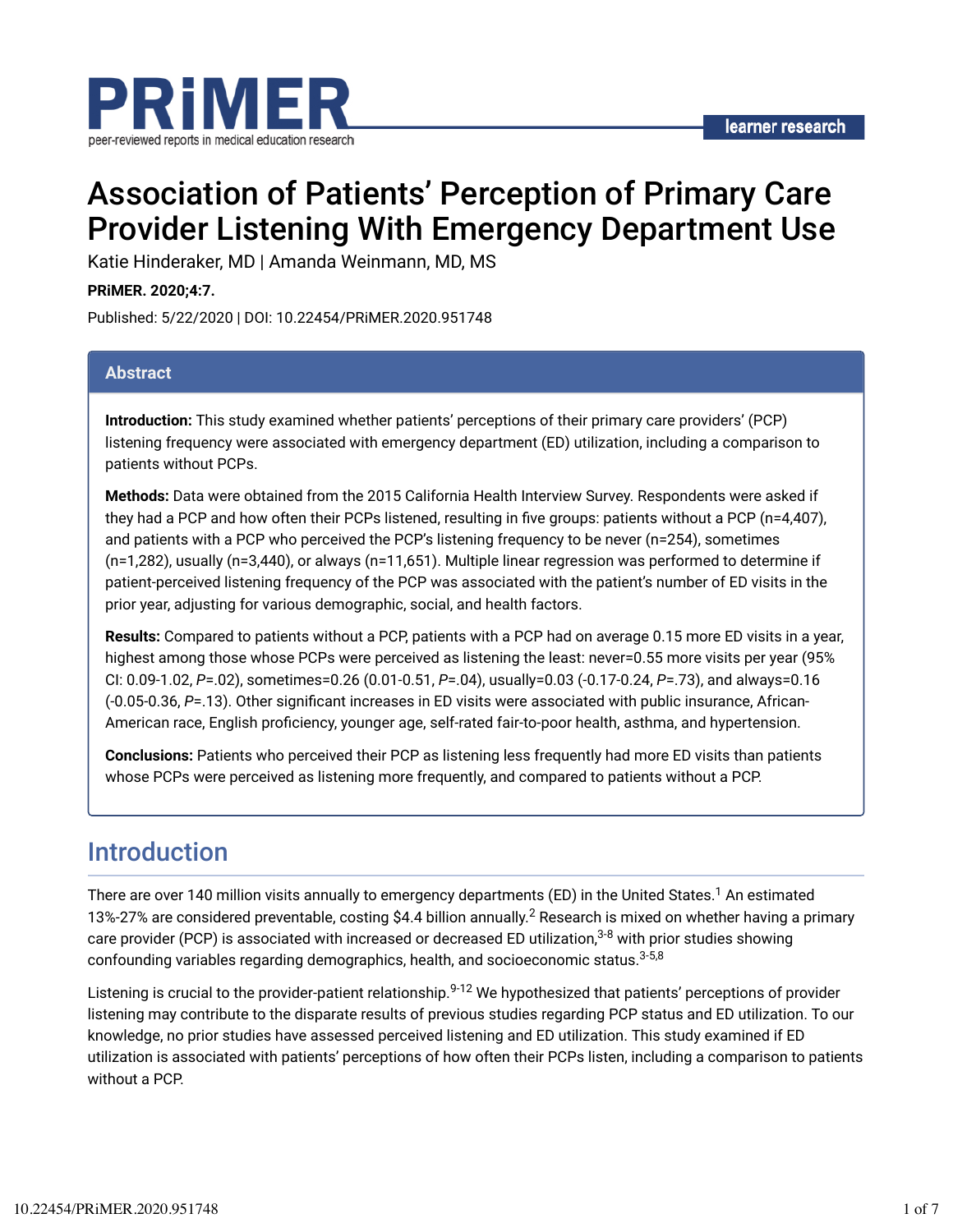PRiMER

peer-reviewed reports in medical education research

learner research

# Association of Patients' Perception of Primary Care Provider Listening With Emergency Department Use

Katie Hinderaker, MD | Amanda Weinmann, MD, MS

**PRiMER. 2020;4:7.**

Published: 5/22/2020 | DOI: 10.22454/PRiMER.2020.951748

## Abstract

**Introduction:** This study examined whether patients' perceptions of their primary care providers' (PCP) listening frequency were associated with emergency department (ED) utilization, including a comparison to patients without PCPs.

**Methods:** Data were obtained from the 2015 California Health Interview Survey. Respondents were asked if they had a PCP and how often their PCPs listened, resulting in five groups: patients without a PCP (n=4,407), and patients with a PCP who perceived the PCP's listening frequency to be never (n=254), sometimes (n=1,282), usually (n=3,440), or always (n=11,651). Multiple linear regression was performed to determine if patient-perceived listening frequency of the PCP was associated with the patient's number of ED visits in the prior year, adjusting for various demographic, social, and health factors.

**Results:** Compared to patients without a PCP, patients with a PCP had on average 0.15 more ED visits in a year, highest among those whose PCPs were perceived as listening the least: never=0.55 more visits per year (95% CI: 0.09-1.02, *P*=.02), sometimes=0.26 (0.01-0.51, *P*=.04), usually=0.03 (-0.17-0.24, *P*=.73), and always=0.16 (-0.05-0.36, *P*=.13). Other significant increases in ED visits were associated with public insurance, African-American race, English proficiency, younger age, self-rated fair-to-poor health, asthma, and hypertension.

**Conclusions:** Patients who perceived their PCP as listening less frequently had more ED visits than patients whose PCPs were perceived as listening more frequently, and compared to patients without a PCP.

## Introduction

There are over 140 million visits annually to emergency departments (ED) in the United States.[1] An estimated 13%-27% are considered preventable, costing $4.4 billion annually.[2] Research is mixed on whether having a primary care provider (PCP) is associated with increased or decreased ED utilization,[3-8] with prior studies showing confounding variables regarding demographics, health, and socioeconomic status.[3-5,8]

Listening is crucial to the provider-patient relationship.[9-12] We hypothesized that patients' perceptions of provider listening may contribute to the disparate results of previous studies regarding PCP status and ED utilization. To our knowledge, no prior studies have assessed perceived listening and ED utilization. This study examined if ED utilization is associated with patients' perceptions of how often their PCPs listen, including a comparison to patients without a PCP.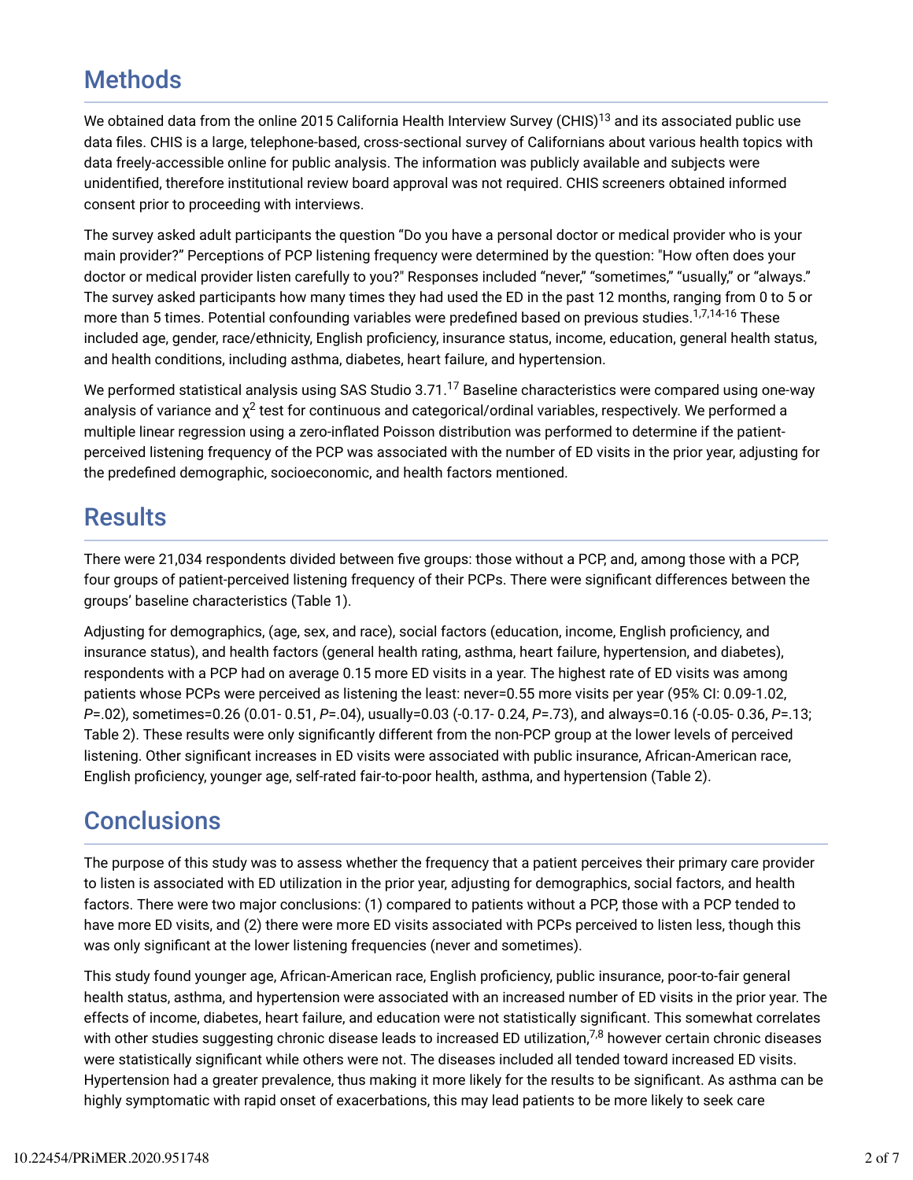## Methods

We obtained data from the online 2015 California Health Interview Survey (CHIS)[13] and its associated public use data files. CHIS is a large, telephone-based, cross-sectional survey of Californians about various health topics with data freely-accessible online for public analysis. The information was publicly available and subjects were unidentified, therefore institutional review board approval was not required. CHIS screeners obtained informed consent prior to proceeding with interviews.

The survey asked adult participants the question "Do you have a personal doctor or medical provider who is your main provider?" Perceptions of PCP listening frequency were determined by the question: "How often does your doctor or medical provider listen carefully to you?" Responses included "never," "sometimes," "usually," or "always." The survey asked participants how many times they had used the ED in the past 12 months, ranging from 0 to 5 or more than 5 times. Potential confounding variables were predefined based on previous studies.[1,7,14-16] These included age, gender, race/ethnicity, English proficiency, insurance status, income, education, general health status, and health conditions, including asthma, diabetes, heart failure, and hypertension.

We performed statistical analysis using SAS Studio 3.71.[17] Baseline characteristics were compared using one-way analysis of variance and $\chi^2$ test for continuous and categorical/ordinal variables, respectively. We performed a multiple linear regression using a zero-inflated Poisson distribution was performed to determine if the patient-perceived listening frequency of the PCP was associated with the number of ED visits in the prior year, adjusting for the predefined demographic, socioeconomic, and health factors mentioned.

## Results

There were 21,034 respondents divided between five groups: those without a PCP, and, among those with a PCP, four groups of patient-perceived listening frequency of their PCPs. There were significant differences between the groups' baseline characteristics (Table 1).

Adjusting for demographics, (age, sex, and race), social factors (education, income, English proficiency, and insurance status), and health factors (general health rating, asthma, heart failure, hypertension, and diabetes), respondents with a PCP had on average 0.15 more ED visits in a year. The highest rate of ED visits was among patients whose PCPs were perceived as listening the least: never=0.55 more visits per year (95% CI: 0.09-1.02, *P*=.02), sometimes=0.26 (0.01- 0.51, *P*=.04), usually=0.03 (-0.17- 0.24, *P*=.73), and always=0.16 (-0.05- 0.36, *P*=.13; Table 2). These results were only significantly different from the non-PCP group at the lower levels of perceived listening. Other significant increases in ED visits were associated with public insurance, African-American race, English proficiency, younger age, self-rated fair-to-poor health, asthma, and hypertension (Table 2).

## Conclusions

The purpose of this study was to assess whether the frequency that a patient perceives their primary care provider to listen is associated with ED utilization in the prior year, adjusting for demographics, social factors, and health factors. There were two major conclusions: (1) compared to patients without a PCP, those with a PCP tended to have more ED visits, and (2) there were more ED visits associated with PCPs perceived to listen less, though this was only significant at the lower listening frequencies (never and sometimes).

This study found younger age, African-American race, English proficiency, public insurance, poor-to-fair general health status, asthma, and hypertension were associated with an increased number of ED visits in the prior year. The effects of income, diabetes, heart failure, and education were not statistically significant. This somewhat correlates with other studies suggesting chronic disease leads to increased ED utilization,[7,8] however certain chronic diseases were statistically significant while others were not. The diseases included all tended toward increased ED visits. Hypertension had a greater prevalence, thus making it more likely for the results to be significant. As asthma can be highly symptomatic with rapid onset of exacerbations, this may lead patients to be more likely to seek care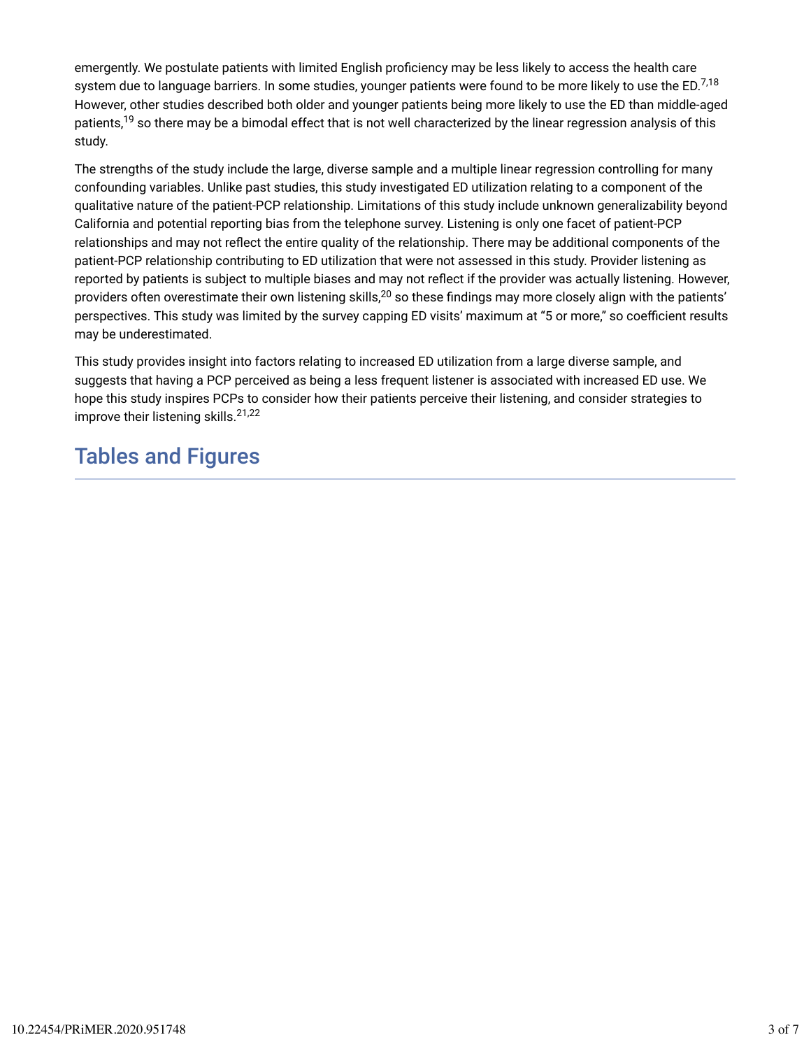emergently. We postulate patients with limited English proficiency may be less likely to access the health care system due to language barriers. In some studies, younger patients were found to be more likely to use the ED.[7,18] However, other studies described both older and younger patients being more likely to use the ED than middle-aged patients,[19] so there may be a bimodal effect that is not well characterized by the linear regression analysis of this study.

The strengths of the study include the large, diverse sample and a multiple linear regression controlling for many confounding variables. Unlike past studies, this study investigated ED utilization relating to a component of the qualitative nature of the patient-PCP relationship. Limitations of this study include unknown generalizability beyond California and potential reporting bias from the telephone survey. Listening is only one facet of patient-PCP relationships and may not reflect the entire quality of the relationship. There may be additional components of the patient-PCP relationship contributing to ED utilization that were not assessed in this study. Provider listening as reported by patients is subject to multiple biases and may not reflect if the provider was actually listening. However, providers often overestimate their own listening skills,[20] so these findings may more closely align with the patients' perspectives. This study was limited by the survey capping ED visits' maximum at "5 or more," so coefficient results may be underestimated.

This study provides insight into factors relating to increased ED utilization from a large diverse sample, and suggests that having a PCP perceived as being a less frequent listener is associated with increased ED use. We hope this study inspires PCPs to consider how their patients perceive their listening, and consider strategies to improve their listening skills.[21,22]

## Tables and Figures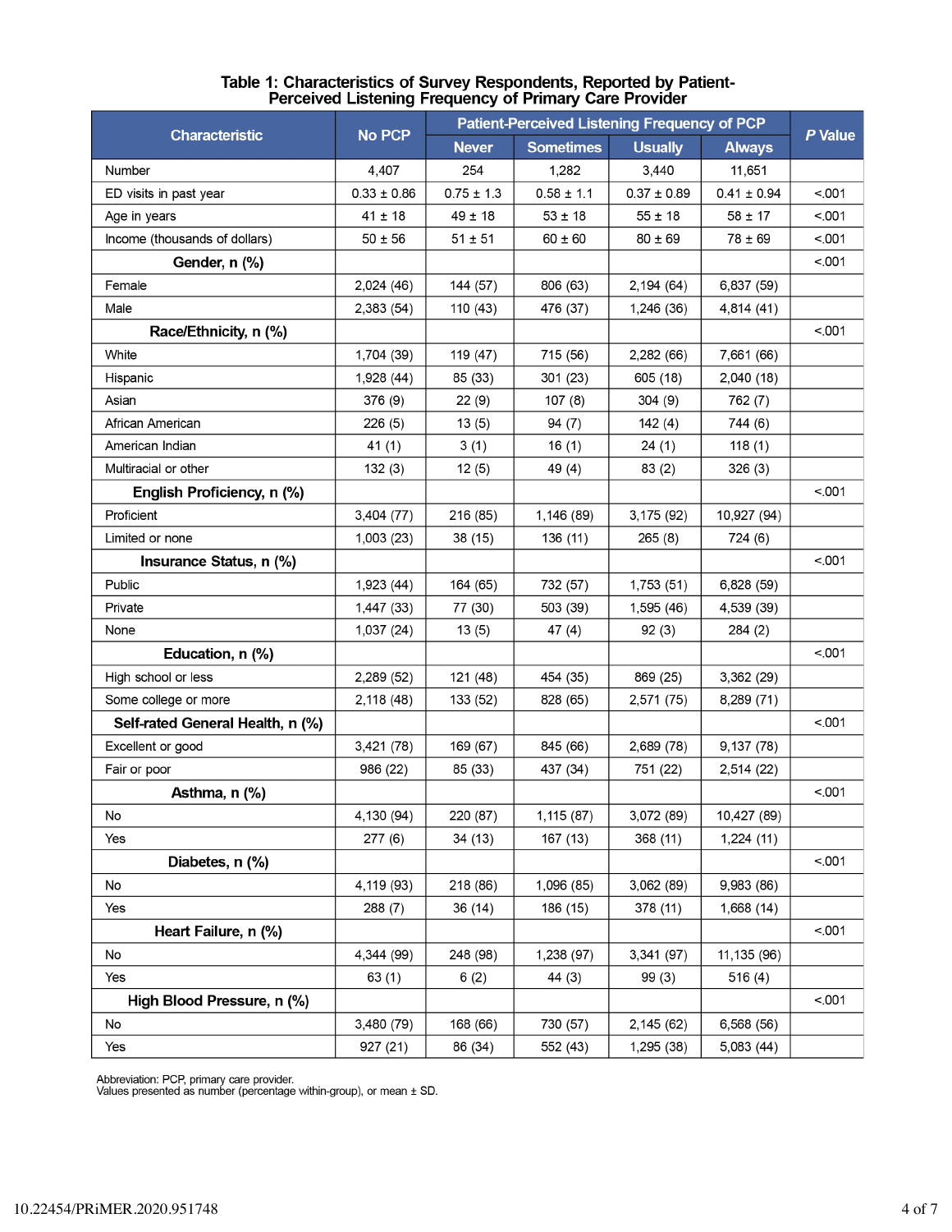**Table 1: Characteristics of Survey Respondents, Reported by Patient-Perceived Listening Frequency of Primary Care Provider**

| Characteristic | No PCP | Patient-Perceived Listening Frequency of PCP | | | | *P* Value |
|---|---|---|---|---|---|---|
| | | Never | Sometimes | Usually | Always | |
| Number | 4,407 | 254 | 1,282 | 3,440 | 11,651 | |
| ED visits in past year | 0.33 ± 0.86 | 0.75 ± 1.3 | 0.58 ± 1.1 | 0.37 ± 0.89 | 0.41 ± 0.94 | <.001 |
| Age in years | 41 ± 18 | 49 ± 18 | 53 ± 18 | 55 ± 18 | 58 ± 17 | <.001 |
| Income (thousands of dollars) | 50 ± 56 | 51 ± 51 | 60 ± 60 | 80 ± 69 | 78 ± 69 | <.001 |
| **Gender, n (%)** | | | | | | <.001 |
| Female | 2,024 (46) | 144 (57) | 806 (63) | 2,194 (64) | 6,837 (59) | |
| Male | 2,383 (54) | 110 (43) | 476 (37) | 1,246 (36) | 4,814 (41) | |
| **Race/Ethnicity, n (%)** | | | | | | <.001 |
| White | 1,704 (39) | 119 (47) | 715 (56) | 2,282 (66) | 7,661 (66) | |
| Hispanic | 1,928 (44) | 85 (33) | 301 (23) | 605 (18) | 2,040 (18) | |
| Asian | 376 (9) | 22 (9) | 107 (8) | 304 (9) | 762 (7) | |
| African American | 226 (5) | 13 (5) | 94 (7) | 142 (4) | 744 (6) | |
| American Indian | 41 (1) | 3 (1) | 16 (1) | 24 (1) | 118 (1) | |
| Multiracial or other | 132 (3) | 12 (5) | 49 (4) | 83 (2) | 326 (3) | |
| **English Proficiency, n (%)** | | | | | | <.001 |
| Proficient | 3,404 (77) | 216 (85) | 1,146 (89) | 3,175 (92) | 10,927 (94) | |
| Limited or none | 1,003 (23) | 38 (15) | 136 (11) | 265 (8) | 724 (6) | |
| **Insurance Status, n (%)** | | | | | | <.001 |
| Public | 1,923 (44) | 164 (65) | 732 (57) | 1,753 (51) | 6,828 (59) | |
| Private | 1,447 (33) | 77 (30) | 503 (39) | 1,595 (46) | 4,539 (39) | |
| None | 1,037 (24) | 13 (5) | 47 (4) | 92 (3) | 284 (2) | |
| **Education, n (%)** | | | | | | <.001 |
| High school or less | 2,289 (52) | 121 (48) | 454 (35) | 869 (25) | 3,362 (29) | |
| Some college or more | 2,118 (48) | 133 (52) | 828 (65) | 2,571 (75) | 8,289 (71) | |
| **Self-rated General Health, n (%)** | | | | | | <.001 |
| Excellent or good | 3,421 (78) | 169 (67) | 845 (66) | 2,689 (78) | 9,137 (78) | |
| Fair or poor | 986 (22) | 85 (33) | 437 (34) | 751 (22) | 2,514 (22) | |
| **Asthma, n (%)** | | | | | | <.001 |
| No | 4,130 (94) | 220 (87) | 1,115 (87) | 3,072 (89) | 10,427 (89) | |
| Yes | 277 (6) | 34 (13) | 167 (13) | 368 (11) | 1,224 (11) | |
| **Diabetes, n (%)** | | | | | | <.001 |
| No | 4,119 (93) | 218 (86) | 1,096 (85) | 3,062 (89) | 9,983 (86) | |
| Yes | 288 (7) | 36 (14) | 186 (15) | 378 (11) | 1,668 (14) | |
| **Heart Failure, n (%)** | | | | | | <.001 |
| No | 4,344 (99) | 248 (98) | 1,238 (97) | 3,341 (97) | 11,135 (96) | |
| Yes | 63 (1) | 6 (2) | 44 (3) | 99 (3) | 516 (4) | |
| **High Blood Pressure, n (%)** | | | | | | <.001 |
| No | 3,480 (79) | 168 (66) | 730 (57) | 2,145 (62) | 6,568 (56) | |
| Yes | 927 (21) | 86 (34) | 552 (43) | 1,295 (38) | 5,083 (44) | |

Abbreviation: PCP, primary care provider.
Values presented as number (percentage within-group), or mean ± SD.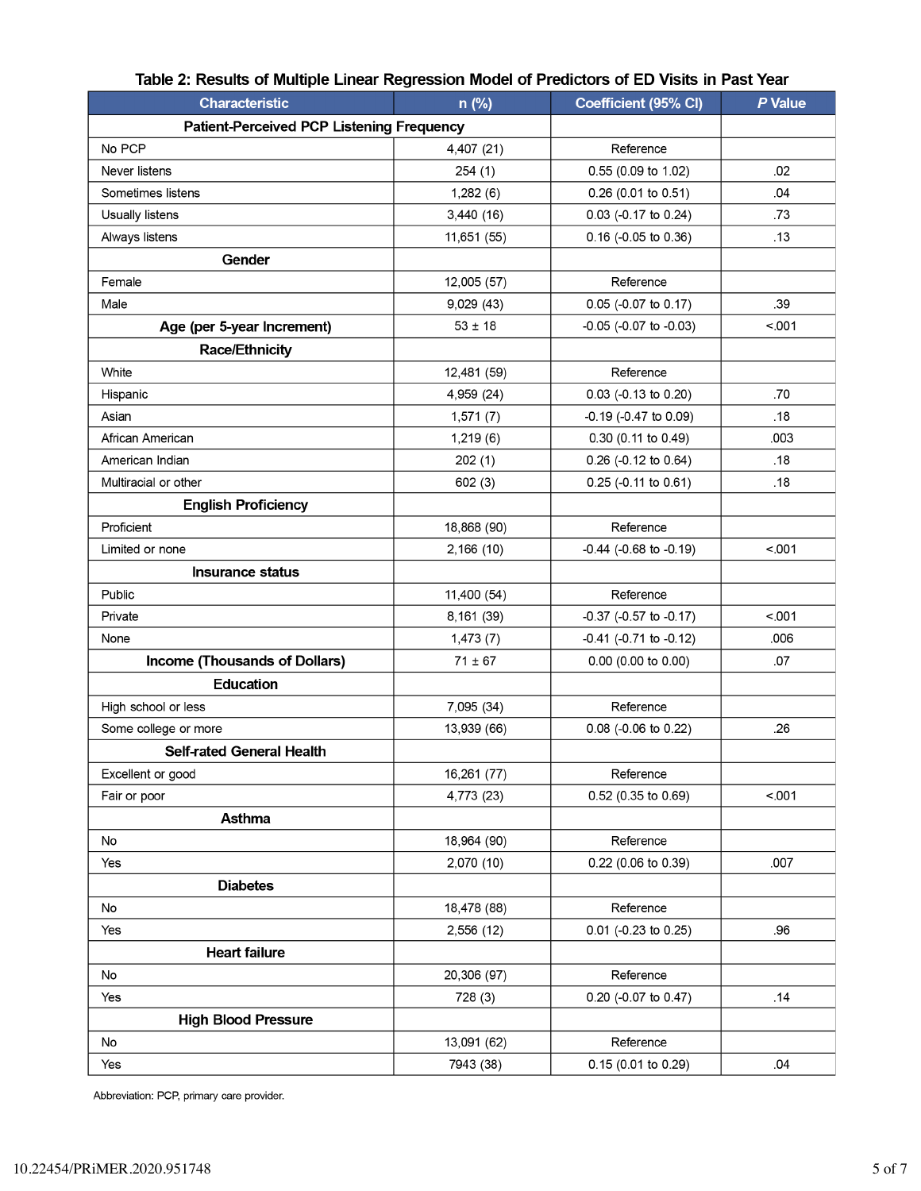**Table 2: Results of Multiple Linear Regression Model of Predictors of ED Visits in Past Year**

| Characteristic | n (%) | Coefficient (95% CI) | *P* Value |
|---|---|---|---|
| **Patient-Perceived PCP Listening Frequency** | | | |
| No PCP | 4,407 (21) | Reference | |
| Never listens | 254 (1) | 0.55 (0.09 to 1.02) | .02 |
| Sometimes listens | 1,282 (6) | 0.26 (0.01 to 0.51) | .04 |
| Usually listens | 3,440 (16) | 0.03 (-0.17 to 0.24) | .73 |
| Always listens | 11,651 (55) | 0.16 (-0.05 to 0.36) | .13 |
| **Gender** | | | |
| Female | 12,005 (57) | Reference | |
| Male | 9,029 (43) | 0.05 (-0.07 to 0.17) | .39 |
| **Age (per 5-year Increment)** | 53 ± 18 | -0.05 (-0.07 to -0.03) | <.001 |
| **Race/Ethnicity** | | | |
| White | 12,481 (59) | Reference | |
| Hispanic | 4,959 (24) | 0.03 (-0.13 to 0.20) | .70 |
| Asian | 1,571 (7) | -0.19 (-0.47 to 0.09) | .18 |
| African American | 1,219 (6) | 0.30 (0.11 to 0.49) | .003 |
| American Indian | 202 (1) | 0.26 (-0.12 to 0.64) | .18 |
| Multiracial or other | 602 (3) | 0.25 (-0.11 to 0.61) | .18 |
| **English Proficiency** | | | |
| Proficient | 18,868 (90) | Reference | |
| Limited or none | 2,166 (10) | -0.44 (-0.68 to -0.19) | <.001 |
| **Insurance status** | | | |
| Public | 11,400 (54) | Reference | |
| Private | 8,161 (39) | -0.37 (-0.57 to -0.17) | <.001 |
| None | 1,473 (7) | -0.41 (-0.71 to -0.12) | .006 |
| **Income (Thousands of Dollars)** | 71 ± 67 | 0.00 (0.00 to 0.00) | .07 |
| **Education** | | | |
| High school or less | 7,095 (34) | Reference | |
| Some college or more | 13,939 (66) | 0.08 (-0.06 to 0.22) | .26 |
| **Self-rated General Health** | | | |
| Excellent or good | 16,261 (77) | Reference | |
| Fair or poor | 4,773 (23) | 0.52 (0.35 to 0.69) | <.001 |
| **Asthma** | | | |
| No | 18,964 (90) | Reference | |
| Yes | 2,070 (10) | 0.22 (0.06 to 0.39) | .007 |
| **Diabetes** | | | |
| No | 18,478 (88) | Reference | |
| Yes | 2,556 (12) | 0.01 (-0.23 to 0.25) | .96 |
| **Heart failure** | | | |
| No | 20,306 (97) | Reference | |
| Yes | 728 (3) | 0.20 (-0.07 to 0.47) | .14 |
| **High Blood Pressure** | | | |
| No | 13,091 (62) | Reference | |
| Yes | 7943 (38) | 0.15 (0.01 to 0.29) | .04 |

Abbreviation: PCP, primary care provider.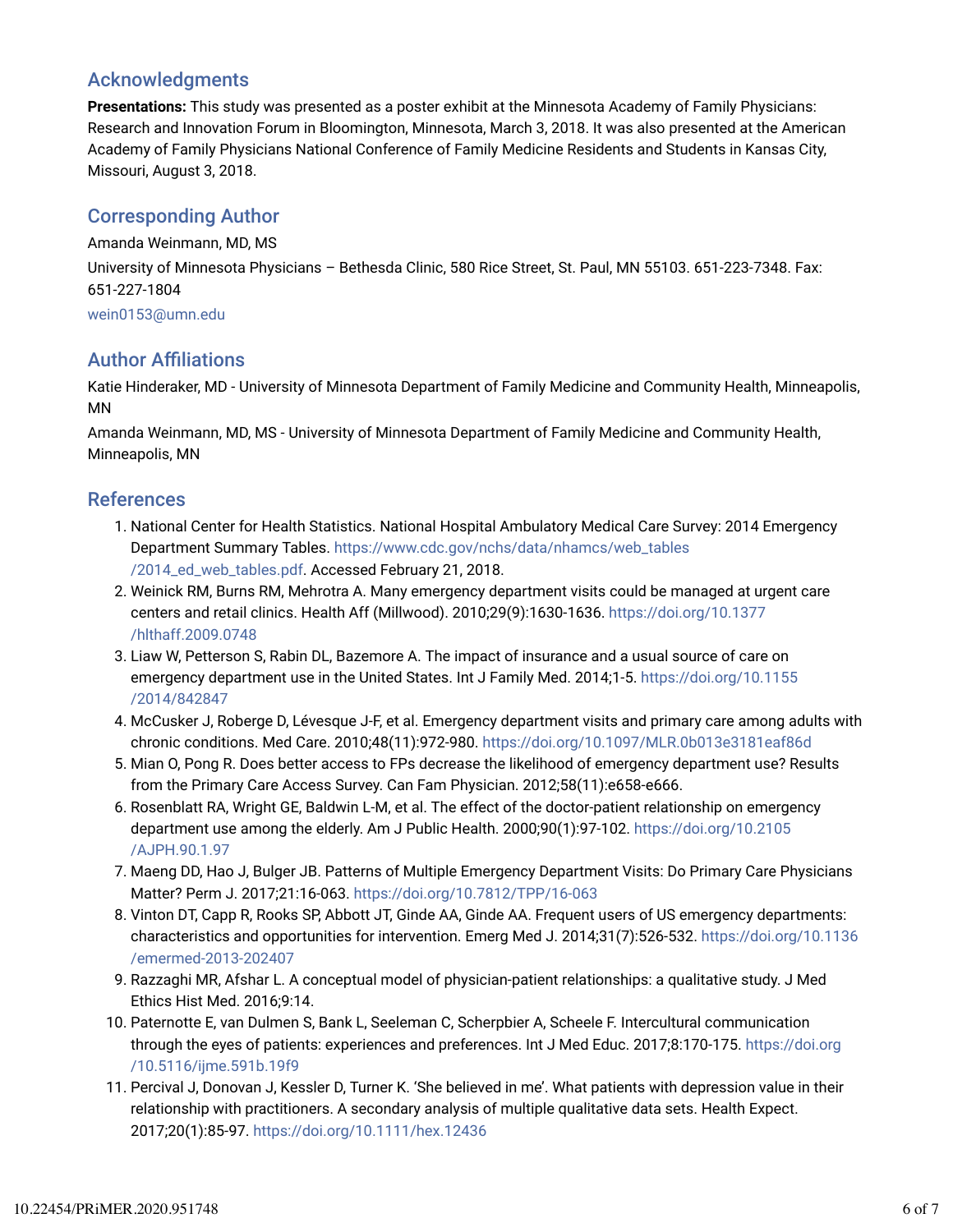## Acknowledgments

**Presentations:** This study was presented as a poster exhibit at the Minnesota Academy of Family Physicians: Research and Innovation Forum in Bloomington, Minnesota, March 3, 2018. It was also presented at the American Academy of Family Physicians National Conference of Family Medicine Residents and Students in Kansas City, Missouri, August 3, 2018.

## Corresponding Author

Amanda Weinmann, MD, MS

University of Minnesota Physicians – Bethesda Clinic, 580 Rice Street, St. Paul, MN 55103. 651-223-7348. Fax: 651-227-1804

wein0153@umn.edu

## Author Affiliations

Katie Hinderaker, MD - University of Minnesota Department of Family Medicine and Community Health, Minneapolis, MN

Amanda Weinmann, MD, MS - University of Minnesota Department of Family Medicine and Community Health, Minneapolis, MN

## References

1. National Center for Health Statistics. National Hospital Ambulatory Medical Care Survey: 2014 Emergency Department Summary Tables. https://www.cdc.gov/nchs/data/nhamcs/web_tables/2014_ed_web_tables.pdf. Accessed February 21, 2018.
2. Weinick RM, Burns RM, Mehrotra A. Many emergency department visits could be managed at urgent care centers and retail clinics. Health Aff (Millwood). 2010;29(9):1630-1636. https://doi.org/10.1377/hlthaff.2009.0748
3. Liaw W, Petterson S, Rabin DL, Bazemore A. The impact of insurance and a usual source of care on emergency department use in the United States. Int J Family Med. 2014;1-5. https://doi.org/10.1155/2014/842847
4. McCusker J, Roberge D, Lévesque J-F, et al. Emergency department visits and primary care among adults with chronic conditions. Med Care. 2010;48(11):972-980. https://doi.org/10.1097/MLR.0b013e3181eaf86d
5. Mian O, Pong R. Does better access to FPs decrease the likelihood of emergency department use? Results from the Primary Care Access Survey. Can Fam Physician. 2012;58(11):e658-e666.
6. Rosenblatt RA, Wright GE, Baldwin L-M, et al. The effect of the doctor-patient relationship on emergency department use among the elderly. Am J Public Health. 2000;90(1):97-102. https://doi.org/10.2105/AJPH.90.1.97
7. Maeng DD, Hao J, Bulger JB. Patterns of Multiple Emergency Department Visits: Do Primary Care Physicians Matter? Perm J. 2017;21:16-063. https://doi.org/10.7812/TPP/16-063
8. Vinton DT, Capp R, Rooks SP, Abbott JT, Ginde AA, Ginde AA. Frequent users of US emergency departments: characteristics and opportunities for intervention. Emerg Med J. 2014;31(7):526-532. https://doi.org/10.1136/emermed-2013-202407
9. Razzaghi MR, Afshar L. A conceptual model of physician-patient relationships: a qualitative study. J Med Ethics Hist Med. 2016;9:14.
10. Paternotte E, van Dulmen S, Bank L, Seeleman C, Scherpbier A, Scheele F. Intercultural communication through the eyes of patients: experiences and preferences. Int J Med Educ. 2017;8:170-175. https://doi.org/10.5116/ijme.591b.19f9
11. Percival J, Donovan J, Kessler D, Turner K. 'She believed in me'. What patients with depression value in their relationship with practitioners. A secondary analysis of multiple qualitative data sets. Health Expect. 2017;20(1):85-97. https://doi.org/10.1111/hex.12436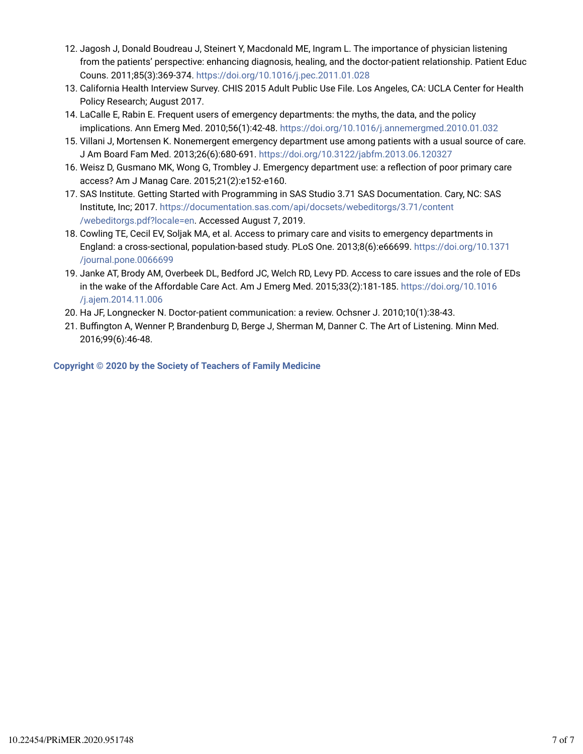12. Jagosh J, Donald Boudreau J, Steinert Y, Macdonald ME, Ingram L. The importance of physician listening from the patients' perspective: enhancing diagnosis, healing, and the doctor-patient relationship. Patient Educ Couns. 2011;85(3):369-374. https://doi.org/10.1016/j.pec.2011.01.028
13. California Health Interview Survey. CHIS 2015 Adult Public Use File. Los Angeles, CA: UCLA Center for Health Policy Research; August 2017.
14. LaCalle E, Rabin E. Frequent users of emergency departments: the myths, the data, and the policy implications. Ann Emerg Med. 2010;56(1):42-48. https://doi.org/10.1016/j.annemergmed.2010.01.032
15. Villani J, Mortensen K. Nonemergent emergency department use among patients with a usual source of care. J Am Board Fam Med. 2013;26(6):680-691. https://doi.org/10.3122/jabfm.2013.06.120327
16. Weisz D, Gusmano MK, Wong G, Trombley J. Emergency department use: a reflection of poor primary care access? Am J Manag Care. 2015;21(2):e152-e160.
17. SAS Institute. Getting Started with Programming in SAS Studio 3.71 SAS Documentation. Cary, NC: SAS Institute, Inc; 2017. https://documentation.sas.com/api/docsets/webeditorgs/3.71/content/webeditorgs.pdf?locale=en. Accessed August 7, 2019.
18. Cowling TE, Cecil EV, Soljak MA, et al. Access to primary care and visits to emergency departments in England: a cross-sectional, population-based study. PLoS One. 2013;8(6):e66699. https://doi.org/10.1371/journal.pone.0066699
19. Janke AT, Brody AM, Overbeek DL, Bedford JC, Welch RD, Levy PD. Access to care issues and the role of EDs in the wake of the Affordable Care Act. Am J Emerg Med. 2015;33(2):181-185. https://doi.org/10.1016/j.ajem.2014.11.006
20. Ha JF, Longnecker N. Doctor-patient communication: a review. Ochsner J. 2010;10(1):38-43.
21. Buffington A, Wenner P, Brandenburg D, Berge J, Sherman M, Danner C. The Art of Listening. Minn Med. 2016;99(6):46-48.

**Copyright © 2020 by the Society of Teachers of Family Medicine**